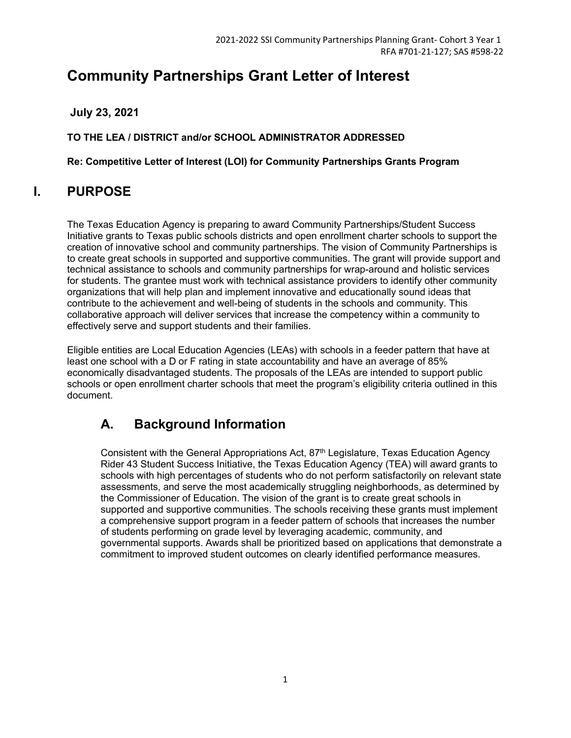# Community Partnerships Grant Letter of Interest

**July 23, 2021**

**TO THE LEA / DISTRICT and/or SCHOOL ADMINISTRATOR ADDRESSED**

**Re: Competitive Letter of Interest (LOI) for Community Partnerships Grants Program**

## I. PURPOSE

The Texas Education Agency is preparing to award Community Partnerships/Student Success Initiative grants to Texas public schools districts and open enrollment charter schools to support the creation of innovative school and community partnerships. The vision of Community Partnerships is to create great schools in supported and supportive communities. The grant will provide support and technical assistance to schools and community partnerships for wrap-around and holistic services for students. The grantee must work with technical assistance providers to identify other community organizations that will help plan and implement innovative and educationally sound ideas that contribute to the achievement and well-being of students in the schools and community. This collaborative approach will deliver services that increase the competency within a community to effectively serve and support students and their families.

Eligible entities are Local Education Agencies (LEAs) with schools in a feeder pattern that have at least one school with a D or F rating in state accountability and have an average of 85% economically disadvantaged students. The proposals of the LEAs are intended to support public schools or open enrollment charter schools that meet the program's eligibility criteria outlined in this document.

### A. Background Information

Consistent with the General Appropriations Act, 87th Legislature, Texas Education Agency Rider 43 Student Success Initiative, the Texas Education Agency (TEA) will award grants to schools with high percentages of students who do not perform satisfactorily on relevant state assessments, and serve the most academically struggling neighborhoods, as determined by the Commissioner of Education. The vision of the grant is to create great schools in supported and supportive communities. The schools receiving these grants must implement a comprehensive support program in a feeder pattern of schools that increases the number of students performing on grade level by leveraging academic, community, and governmental supports. Awards shall be prioritized based on applications that demonstrate a commitment to improved student outcomes on clearly identified performance measures.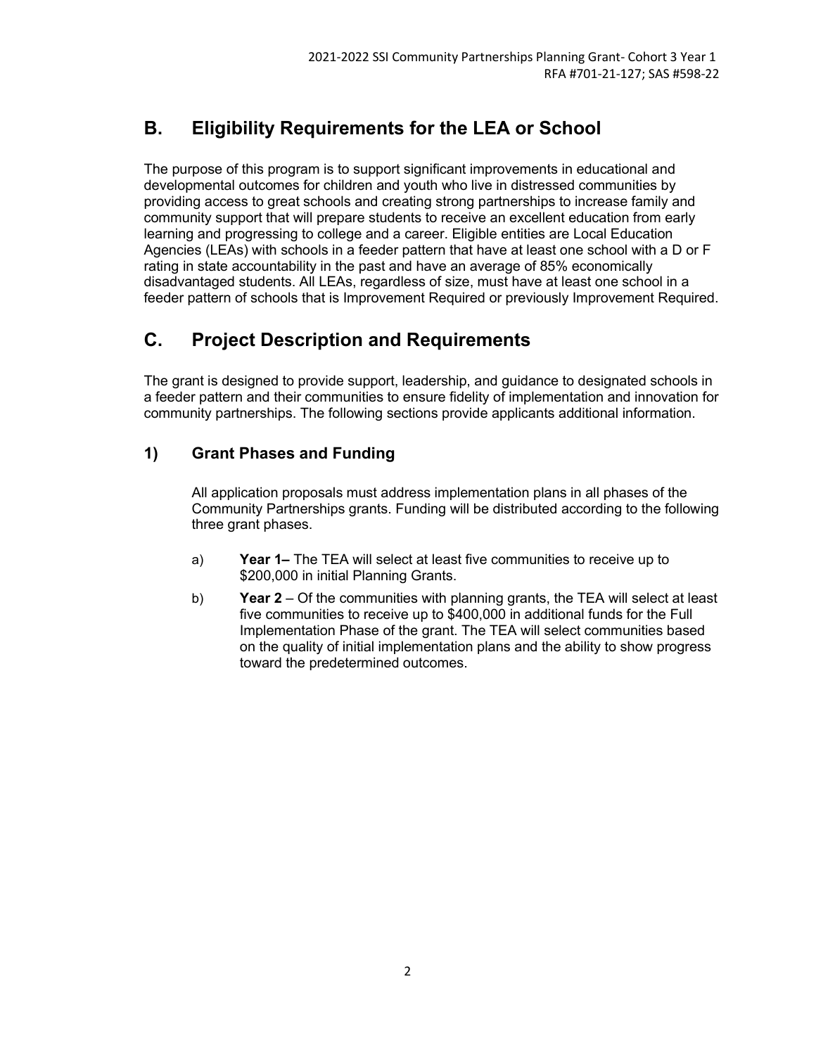## B. Eligibility Requirements for the LEA or School

The purpose of this program is to support significant improvements in educational and developmental outcomes for children and youth who live in distressed communities by providing access to great schools and creating strong partnerships to increase family and community support that will prepare students to receive an excellent education from early learning and progressing to college and a career. Eligible entities are Local Education Agencies (LEAs) with schools in a feeder pattern that have at least one school with a D or F rating in state accountability in the past and have an average of 85% economically disadvantaged students. All LEAs, regardless of size, must have at least one school in a feeder pattern of schools that is Improvement Required or previously Improvement Required.

## C. Project Description and Requirements

The grant is designed to provide support, leadership, and guidance to designated schools in a feeder pattern and their communities to ensure fidelity of implementation and innovation for community partnerships. The following sections provide applicants additional information.

### 1) Grant Phases and Funding

All application proposals must address implementation plans in all phases of the Community Partnerships grants. Funding will be distributed according to the following three grant phases.

a) **Year 1–** The TEA will select at least five communities to receive up to $200,000 in initial Planning Grants.

b) **Year 2** – Of the communities with planning grants, the TEA will select at least five communities to receive up to $400,000 in additional funds for the Full Implementation Phase of the grant. The TEA will select communities based on the quality of initial implementation plans and the ability to show progress toward the predetermined outcomes.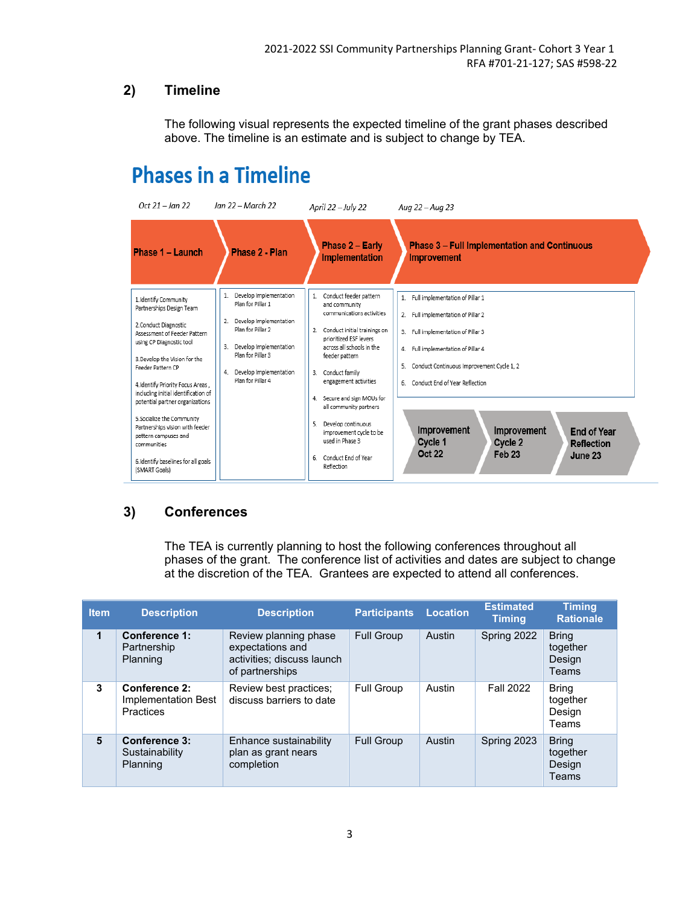## 2) Timeline

The following visual represents the expected timeline of the grant phases described above. The timeline is an estimate and is subject to change by TEA.

# Phases in a Timeline

| Oct 21 – Jan 22 | Jan 22 – March 22 | April 22 – July 22 | Aug 22 – Aug 23 |
|---|---|---|---|
| **Phase 1 – Launch** | **Phase 2 - Plan** | **Phase 2 – Early Implementation** | **Phase 3 – Full Implementation and Continuous Improvement** |
| 1.Identify Community Partnerships Design Team<br>2.Conduct Diagnostic Assessment of Feeder Pattern using CP Diagnostic tool<br>3.Develop the Vision for the Feeder Pattern CP<br>4.Identify Priority Focus Areas, including initial identification of potential partner organizations<br>5.Socialize the Community Partnerships vision with feeder pattern campuses and communities<br>6.Identify baselines for all goals (SMART Goals) | 1. Develop Implementation Plan for Pillar 1<br>2. Develop Implementation Plan for Pillar 2<br>3. Develop Implementation Plan for Pillar 3<br>4. Develop Implementation Plan for Pillar 4 | 1. Conduct feeder pattern and community communications activities<br>2. Conduct initial trainings on prioritized ESF levers across all schools in the feeder pattern<br>3. Conduct family engagement activities<br>4. Secure and sign MOUs for all community partners<br>5. Develop continuous improvement cycle to be used in Phase 3<br>6. Conduct End of Year Reflection | 1. Full implementation of Pillar 1<br>2. Full implementation of Pillar 2<br>3. Full implementation of Pillar 3<br>4. Full implementation of Pillar 4<br>5. Conduct Continuous Improvement Cycle 1, 2<br>6. Conduct End of Year Reflection<br><br>Improvement Cycle 1 Oct 22 → Improvement Cycle 2 Feb 23 → End of Year Reflection June 23 |

## 3) Conferences

The TEA is currently planning to host the following conferences throughout all phases of the grant. The conference list of activities and dates are subject to change at the discretion of the TEA. Grantees are expected to attend all conferences.

| Item | Description | Description | Participants | Location | Estimated Timing | Timing Rationale |
|---|---|---|---|---|---|---|
| 1 | **Conference 1:** Partnership Planning | Review planning phase expectations and activities; discuss launch of partnerships | Full Group | Austin | Spring 2022 | Bring together Design Teams |
| 3 | **Conference 2:** Implementation Best Practices | Review best practices; discuss barriers to date | Full Group | Austin | Fall 2022 | Bring together Design Teams |
| 5 | **Conference 3:** Sustainability Planning | Enhance sustainability plan as grant nears completion | Full Group | Austin | Spring 2023 | Bring together Design Teams |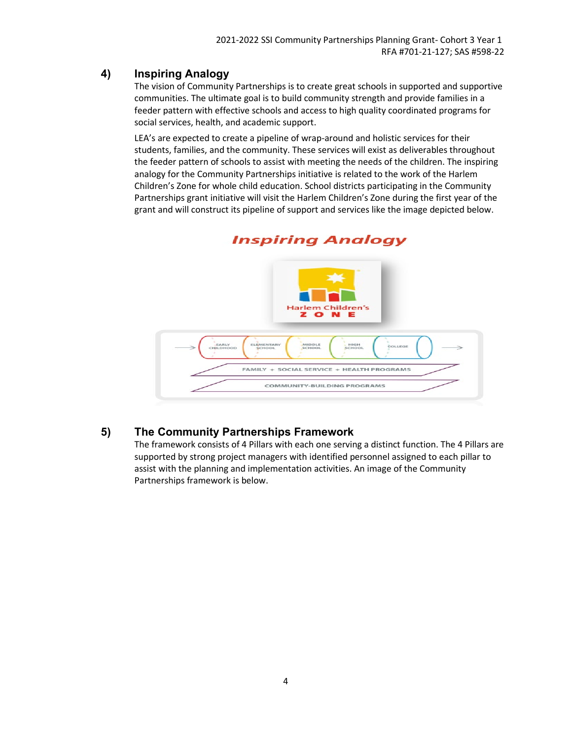## 4) Inspiring Analogy

The vision of Community Partnerships is to create great schools in supported and supportive communities. The ultimate goal is to build community strength and provide families in a feeder pattern with effective schools and access to high quality coordinated programs for social services, health, and academic support.

LEA's are expected to create a pipeline of wrap-around and holistic services for their students, families, and the community. These services will exist as deliverables throughout the feeder pattern of schools to assist with meeting the needs of the children. The inspiring analogy for the Community Partnerships initiative is related to the work of the Harlem Children's Zone for whole child education. School districts participating in the Community Partnerships grant initiative will visit the Harlem Children's Zone during the first year of the grant and will construct its pipeline of support and services like the image depicted below.

## 5) The Community Partnerships Framework

The framework consists of 4 Pillars with each one serving a distinct function. The 4 Pillars are supported by strong project managers with identified personnel assigned to each pillar to assist with the planning and implementation activities. An image of the Community Partnerships framework is below.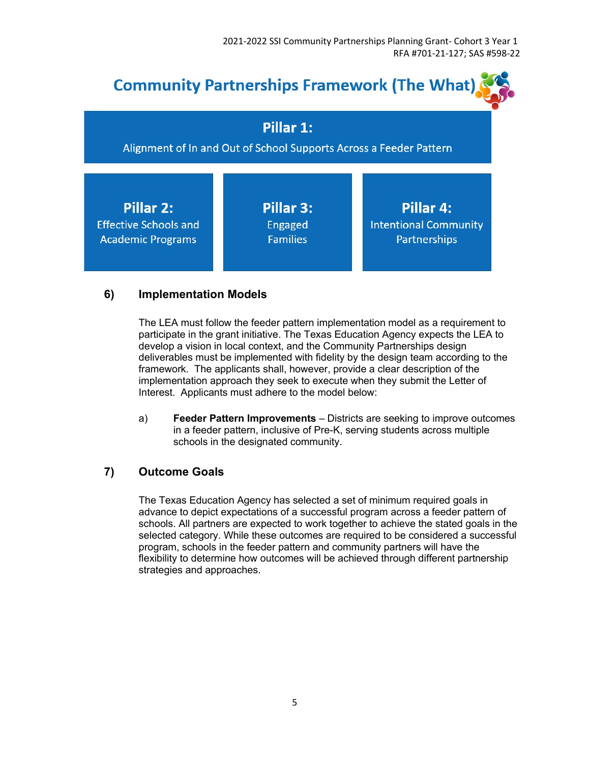## Community Partnerships Framework (The What)

**Pillar 1:**
Alignment of In and Out of School Supports Across a Feeder Pattern

**Pillar 2:**
Effective Schools and Academic Programs

**Pillar 3:**
Engaged Families

**Pillar 4:**
Intentional Community Partnerships

### 6) Implementation Models

The LEA must follow the feeder pattern implementation model as a requirement to participate in the grant initiative. The Texas Education Agency expects the LEA to develop a vision in local context, and the Community Partnerships design deliverables must be implemented with fidelity by the design team according to the framework. The applicants shall, however, provide a clear description of the implementation approach they seek to execute when they submit the Letter of Interest. Applicants must adhere to the model below:

a) **Feeder Pattern Improvements** – Districts are seeking to improve outcomes in a feeder pattern, inclusive of Pre-K, serving students across multiple schools in the designated community.

### 7) Outcome Goals

The Texas Education Agency has selected a set of minimum required goals in advance to depict expectations of a successful program across a feeder pattern of schools. All partners are expected to work together to achieve the stated goals in the selected category. While these outcomes are required to be considered a successful program, schools in the feeder pattern and community partners will have the flexibility to determine how outcomes will be achieved through different partnership strategies and approaches.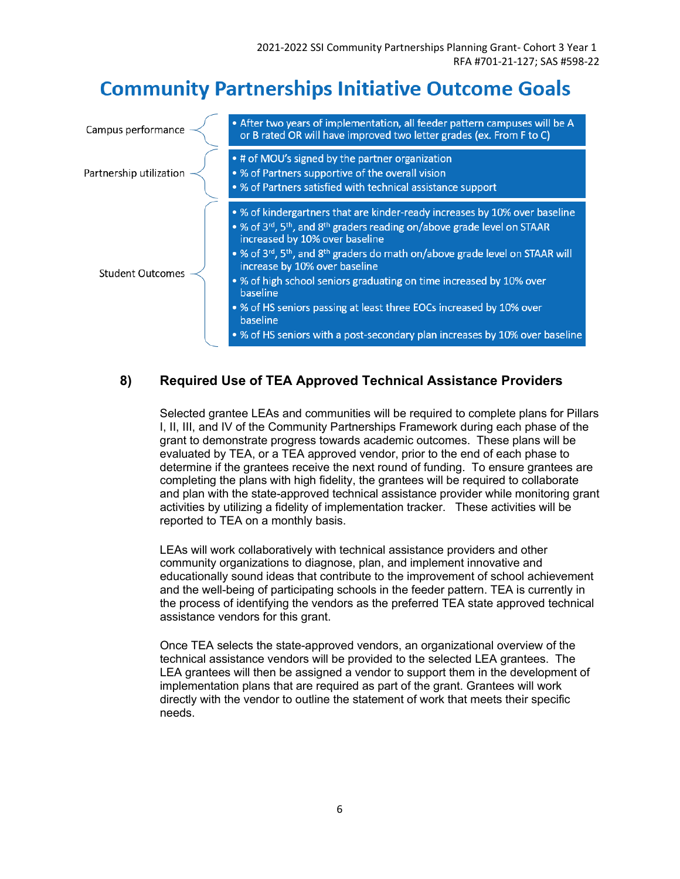# Community Partnerships Initiative Outcome Goals

| Category | Goals |
| --- | --- |
| Campus performance | • After two years of implementation, all feeder pattern campuses will be A or B rated OR will have improved two letter grades (ex. From F to C) |
| Partnership utilization | • # of MOU's signed by the partner organization<br>• % of Partners supportive of the overall vision<br>• % of Partners satisfied with technical assistance support |
| Student Outcomes | • % of kindergartners that are kinder-ready increases by 10% over baseline<br>• % of 3rd, 5th, and 8th graders reading on/above grade level on STAAR increased by 10% over baseline<br>• % of 3rd, 5th, and 8th graders do math on/above grade level on STAAR will increase by 10% over baseline<br>• % of high school seniors graduating on time increased by 10% over baseline<br>• % of HS seniors passing at least three EOCs increased by 10% over baseline<br>• % of HS seniors with a post-secondary plan increases by 10% over baseline |

## 8) Required Use of TEA Approved Technical Assistance Providers

Selected grantee LEAs and communities will be required to complete plans for Pillars I, II, III, and IV of the Community Partnerships Framework during each phase of the grant to demonstrate progress towards academic outcomes. These plans will be evaluated by TEA, or a TEA approved vendor, prior to the end of each phase to determine if the grantees receive the next round of funding. To ensure grantees are completing the plans with high fidelity, the grantees will be required to collaborate and plan with the state-approved technical assistance provider while monitoring grant activities by utilizing a fidelity of implementation tracker. These activities will be reported to TEA on a monthly basis.

LEAs will work collaboratively with technical assistance providers and other community organizations to diagnose, plan, and implement innovative and educationally sound ideas that contribute to the improvement of school achievement and the well-being of participating schools in the feeder pattern. TEA is currently in the process of identifying the vendors as the preferred TEA state approved technical assistance vendors for this grant.

Once TEA selects the state-approved vendors, an organizational overview of the technical assistance vendors will be provided to the selected LEA grantees. The LEA grantees will then be assigned a vendor to support them in the development of implementation plans that are required as part of the grant. Grantees will work directly with the vendor to outline the statement of work that meets their specific needs.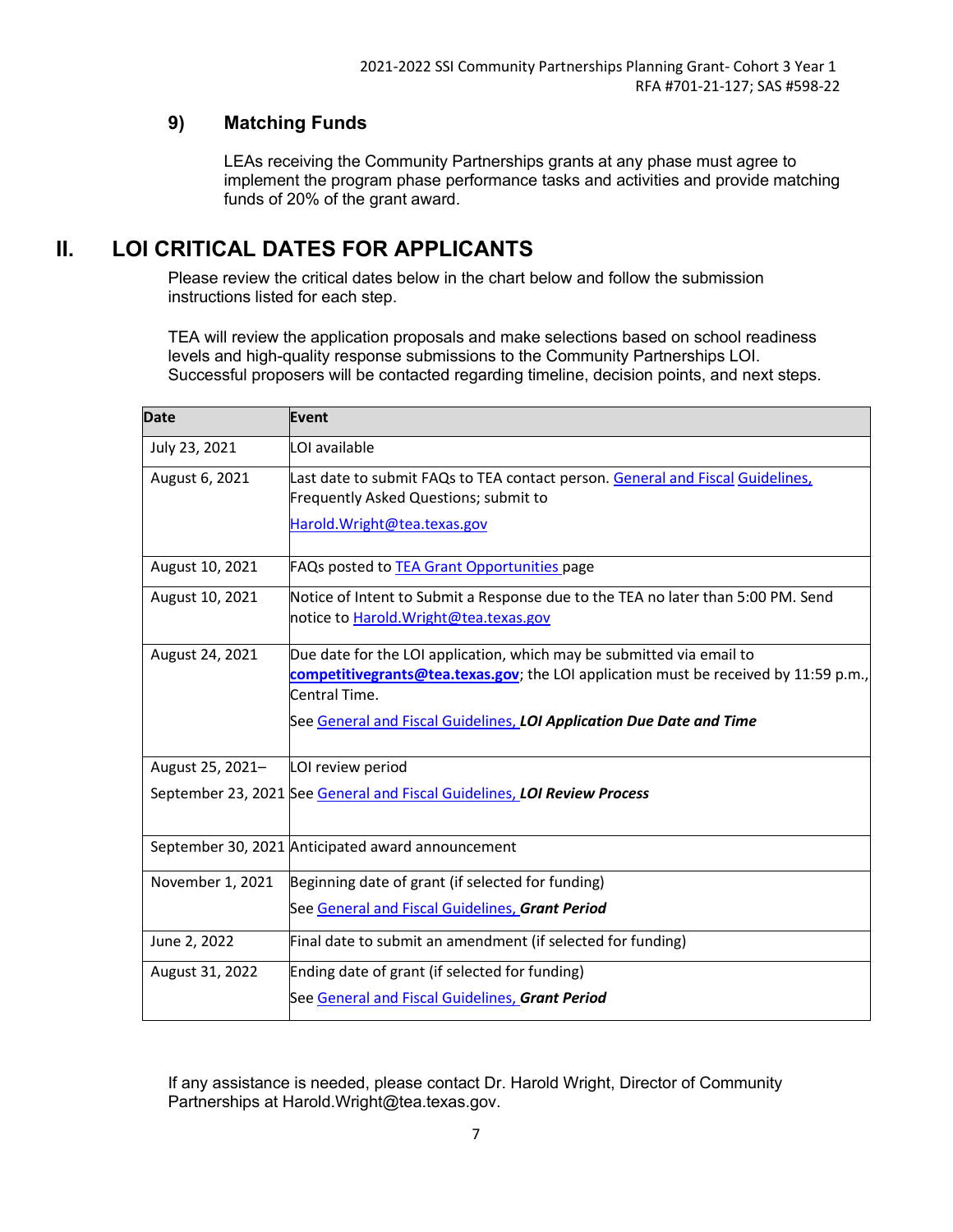### 9) Matching Funds

LEAs receiving the Community Partnerships grants at any phase must agree to implement the program phase performance tasks and activities and provide matching funds of 20% of the grant award.

## II. LOI CRITICAL DATES FOR APPLICANTS

Please review the critical dates below in the chart below and follow the submission instructions listed for each step.

TEA will review the application proposals and make selections based on school readiness levels and high-quality response submissions to the Community Partnerships LOI. Successful proposers will be contacted regarding timeline, decision points, and next steps.

| Date | Event |
|---|---|
| July 23, 2021 | LOI available |
| August 6, 2021 | Last date to submit FAQs to TEA contact person. General and Fiscal Guidelines, Frequently Asked Questions; submit to Harold.Wright@tea.texas.gov |
| August 10, 2021 | FAQs posted to TEA Grant Opportunities page |
| August 10, 2021 | Notice of Intent to Submit a Response due to the TEA no later than 5:00 PM. Send notice to Harold.Wright@tea.texas.gov |
| August 24, 2021 | Due date for the LOI application, which may be submitted via email to **competitivegrants@tea.texas.gov**; the LOI application must be received by 11:59 p.m., Central Time. See General and Fiscal Guidelines, ***LOI Application Due Date and Time*** |
| August 25, 2021– September 23, 2021 | LOI review period See General and Fiscal Guidelines, ***LOI Review Process*** |
| September 30, 2021 | Anticipated award announcement |
| November 1, 2021 | Beginning date of grant (if selected for funding) See General and Fiscal Guidelines, ***Grant Period*** |
| June 2, 2022 | Final date to submit an amendment (if selected for funding) |
| August 31, 2022 | Ending date of grant (if selected for funding) See General and Fiscal Guidelines, ***Grant Period*** |

If any assistance is needed, please contact Dr. Harold Wright, Director of Community Partnerships at Harold.Wright@tea.texas.gov.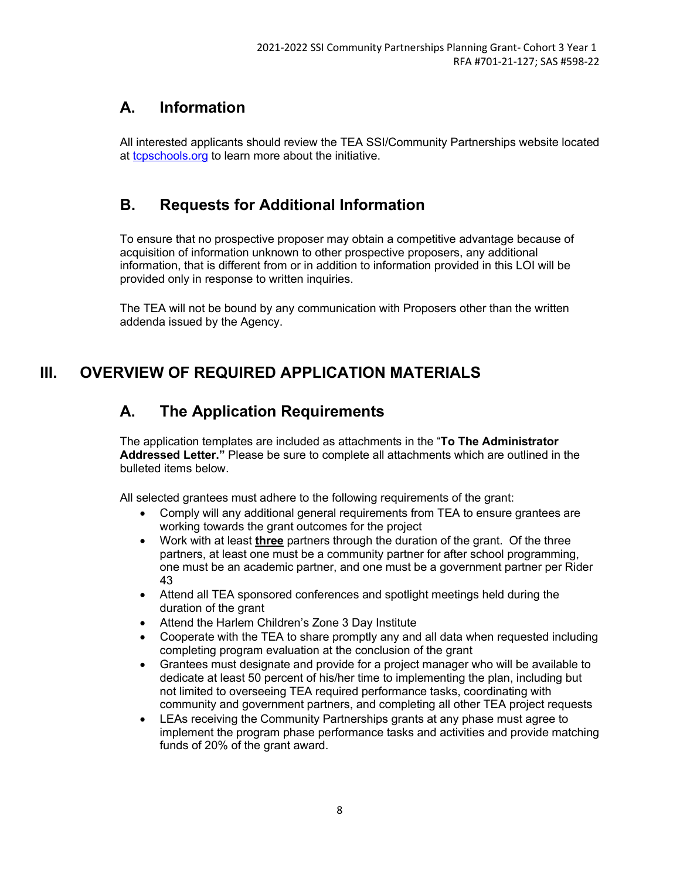## A. Information

All interested applicants should review the TEA SSI/Community Partnerships website located at [tcpschools.org](tcpschools.org) to learn more about the initiative.

## B. Requests for Additional Information

To ensure that no prospective proposer may obtain a competitive advantage because of acquisition of information unknown to other prospective proposers, any additional information, that is different from or in addition to information provided in this LOI will be provided only in response to written inquiries.

The TEA will not be bound by any communication with Proposers other than the written addenda issued by the Agency.

# III. OVERVIEW OF REQUIRED APPLICATION MATERIALS

## A. The Application Requirements

The application templates are included as attachments in the "**To The Administrator Addressed Letter."** Please be sure to complete all attachments which are outlined in the bulleted items below.

All selected grantees must adhere to the following requirements of the grant:

- Comply will any additional general requirements from TEA to ensure grantees are working towards the grant outcomes for the project
- Work with at least **<u>three</u>** partners through the duration of the grant. Of the three partners, at least one must be a community partner for after school programming, one must be an academic partner, and one must be a government partner per Rider 43
- Attend all TEA sponsored conferences and spotlight meetings held during the duration of the grant
- Attend the Harlem Children's Zone 3 Day Institute
- Cooperate with the TEA to share promptly any and all data when requested including completing program evaluation at the conclusion of the grant
- Grantees must designate and provide for a project manager who will be available to dedicate at least 50 percent of his/her time to implementing the plan, including but not limited to overseeing TEA required performance tasks, coordinating with community and government partners, and completing all other TEA project requests
- LEAs receiving the Community Partnerships grants at any phase must agree to implement the program phase performance tasks and activities and provide matching funds of 20% of the grant award.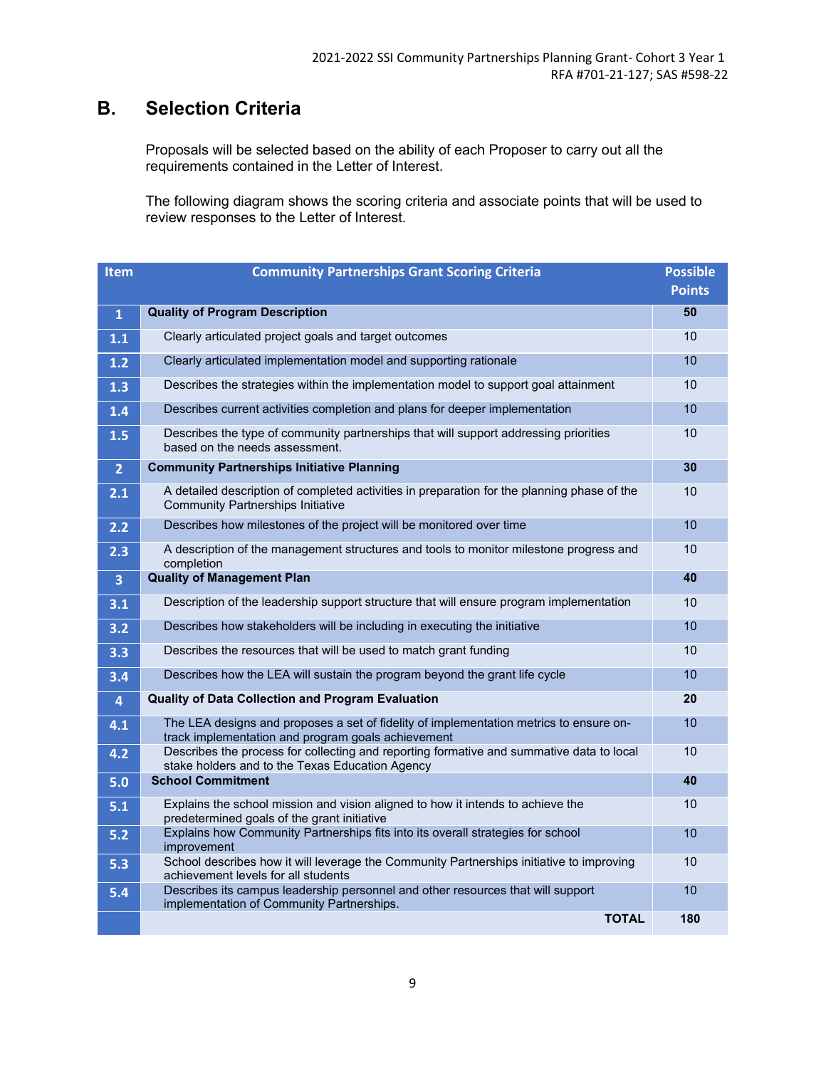## B. Selection Criteria

Proposals will be selected based on the ability of each Proposer to carry out all the requirements contained in the Letter of Interest.

The following diagram shows the scoring criteria and associate points that will be used to review responses to the Letter of Interest.

| Item | Community Partnerships Grant Scoring Criteria | Possible Points |
|---|---|---|
| 1 | **Quality of Program Description** | **50** |
| 1.1 | Clearly articulated project goals and target outcomes | 10 |
| 1.2 | Clearly articulated implementation model and supporting rationale | 10 |
| 1.3 | Describes the strategies within the implementation model to support goal attainment | 10 |
| 1.4 | Describes current activities completion and plans for deeper implementation | 10 |
| 1.5 | Describes the type of community partnerships that will support addressing priorities based on the needs assessment. | 10 |
| 2 | **Community Partnerships Initiative Planning** | **30** |
| 2.1 | A detailed description of completed activities in preparation for the planning phase of the Community Partnerships Initiative | 10 |
| 2.2 | Describes how milestones of the project will be monitored over time | 10 |
| 2.3 | A description of the management structures and tools to monitor milestone progress and completion | 10 |
| 3 | **Quality of Management Plan** | **40** |
| 3.1 | Description of the leadership support structure that will ensure program implementation | 10 |
| 3.2 | Describes how stakeholders will be including in executing the initiative | 10 |
| 3.3 | Describes the resources that will be used to match grant funding | 10 |
| 3.4 | Describes how the LEA will sustain the program beyond the grant life cycle | 10 |
| 4 | **Quality of Data Collection and Program Evaluation** | **20** |
| 4.1 | The LEA designs and proposes a set of fidelity of implementation metrics to ensure on-track implementation and program goals achievement | 10 |
| 4.2 | Describes the process for collecting and reporting formative and summative data to local stake holders and to the Texas Education Agency | 10 |
| 5.0 | **School Commitment** | **40** |
| 5.1 | Explains the school mission and vision aligned to how it intends to achieve the predetermined goals of the grant initiative | 10 |
| 5.2 | Explains how Community Partnerships fits into its overall strategies for school improvement | 10 |
| 5.3 | School describes how it will leverage the Community Partnerships initiative to improving achievement levels for all students | 10 |
| 5.4 | Describes its campus leadership personnel and other resources that will support implementation of Community Partnerships. | 10 |
| | **TOTAL** | **180** |